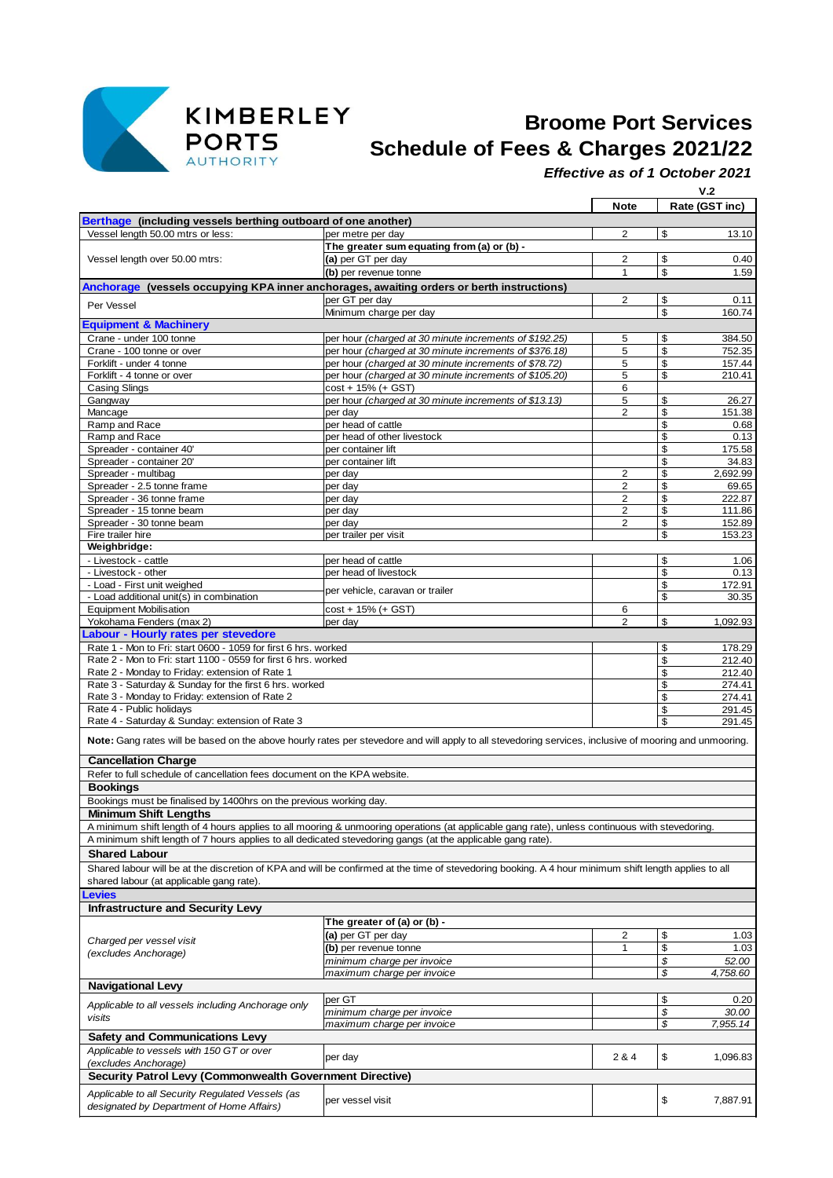KIMBERLEY PORTS AUTHORITY

# Broome Port Services
# Schedule of Fees & Charges 2021/22

***Effective as of 1 October 2021***

**V.2**

| | | Note | Rate (GST inc) |
|---|---|---|---|
| **Berthage (including vessels berthing outboard of one another)** | | | |
| Vessel length 50.00 mtrs or less: | per metre per day | 2 | $ 13.10 |
| Vessel length over 50.00 mtrs: | **The greater sum equating from (a) or (b) -** | | |
| | **(a)** per GT per day | 2 | $ 0.40 |
| | **(b)** per revenue tonne | 1 | $ 1.59 |
| **Anchorage (vessels occupying KPA inner anchorages, awaiting orders or berth instructions)** | | | |
| Per Vessel | per GT per day | 2 | $ 0.11 |
| | Minimum charge per day | | $ 160.74 |
| **Equipment & Machinery** | | | |
| Crane - under 100 tonne | per hour *(charged at 30 minute increments of $192.25)* | 5 | $ 384.50 |
| Crane - 100 tonne or over | per hour *(charged at 30 minute increments of $376.18)* | 5 | $ 752.35 |
| Forklift - under 4 tonne | per hour *(charged at 30 minute increments of $78.72)* | 5 | $ 157.44 |
| Forklift - 4 tonne or over | per hour *(charged at 30 minute increments of $105.20)* | 5 | $ 210.41 |
| Casing Slings | cost + 15% (+ GST) | 6 | |
| Gangway | per hour *(charged at 30 minute increments of $13.13)* | 5 | $ 26.27 |
| Mancage | per day | 2 | $ 151.38 |
| Ramp and Race | per head of cattle | | $ 0.68 |
| Ramp and Race | per head of other livestock | | $ 0.13 |
| Spreader - container 40' | per container lift | | $ 175.58 |
| Spreader - container 20' | per container lift | | $ 34.83 |
| Spreader - multibag | per day | 2 | $ 2,692.99 |
| Spreader - 2.5 tonne frame | per day | 2 | $ 69.65 |
| Spreader - 36 tonne frame | per day | 2 | $ 222.87 |
| Spreader - 15 tonne beam | per day | 2 | $ 111.86 |
| Spreader - 30 tonne beam | per day | 2 | $ 152.89 |
| Fire trailer hire | per trailer per visit | | $ 153.23 |
| **Weighbridge:** | | | |
| - Livestock - cattle | per head of cattle | | $ 1.06 |
| - Livestock - other | per head of livestock | | $ 0.13 |
| - Load - First unit weighed | per vehicle, caravan or trailer | | $ 172.91 |
| - Load additional unit(s) in combination | | | $ 30.35 |
| Equipment Mobilisation | cost + 15% (+ GST) | 6 | |
| Yokohama Fenders (max 2) | per day | 2 | $ 1,092.93 |
| **Labour - Hourly rates per stevedore** | | | |
| Rate 1 - Mon to Fri: start 0600 - 1059 for first 6 hrs. worked | | | $ 178.29 |
| Rate 2 - Mon to Fri: start 1100 - 0559 for first 6 hrs. worked | | | $ 212.40 |
| Rate 2 - Monday to Friday: extension of Rate 1 | | | $ 212.40 |
| Rate 3 - Saturday & Sunday for the first 6 hrs. worked | | | $ 274.41 |
| Rate 3 - Monday to Friday: extension of Rate 2 | | | $ 274.41 |
| Rate 4 - Public holidays | | | $ 291.45 |
| Rate 4 - Saturday & Sunday: extension of Rate 3 | | | $ 291.45 |

**Note:** Gang rates will be based on the above hourly rates per stevedore and will apply to all stevedoring services, inclusive of mooring and unmooring.

**Cancellation Charge**

Refer to full schedule of cancellation fees document on the KPA website.

**Bookings**

Bookings must be finalised by 1400hrs on the previous working day.

**Minimum Shift Lengths**

A minimum shift length of 4 hours applies to all mooring & unmooring operations (at applicable gang rate), unless continuous with stevedoring.

A minimum shift length of 7 hours applies to all dedicated stevedoring gangs (at the applicable gang rate).

**Shared Labour**

Shared labour will be at the discretion of KPA and will be confirmed at the time of stevedoring booking. A 4 hour minimum shift length applies to all shared labour (at applicable gang rate).

**Levies**

| | | Note | Rate (GST inc) |
|---|---|---|---|
| **Infrastructure and Security Levy** | | | |
| *Charged per vessel visit (excludes Anchorage)* | **The greater of (a) or (b) -** | | |
| | **(a)** per GT per day | 2 | $ 1.03 |
| | **(b)** per revenue tonne | 1 | $ 1.03 |
| | *minimum charge per invoice* | | *$ 52.00* |
| | *maximum charge per invoice* | | *$ 4,758.60* |
| **Navigational Levy** | | | |
| *Applicable to all vessels including Anchorage only visits* | per GT | | $ 0.20 |
| | *minimum charge per invoice* | | *$ 30.00* |
| | *maximum charge per invoice* | | *$ 7,955.14* |
| **Safety and Communications Levy** | | | |
| *Applicable to vessels with 150 GT or over (excludes Anchorage)* | per day | 2 & 4 | $ 1,096.83 |
| **Security Patrol Levy (Commonwealth Government Directive)** | | | |
| *Applicable to all Security Regulated Vessels (as designated by Department of Home Affairs)* | per vessel visit | | $ 7,887.91 |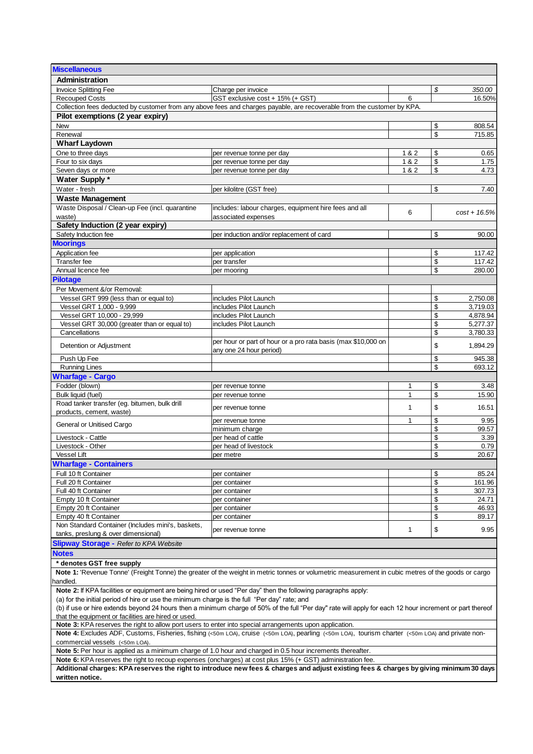| | | | | |
|---|---|---|---|---|
| **Miscellaneous** | | | | |
| **Administration** | | | | |
| Invoice Splitting Fee | Charge per invoice | | $ | *350.00* |
| Recouped Costs | GST exclusive cost + 15% (+ GST) | 6 | | 16.50% |
| Collection fees deducted by customer from any above fees and charges payable, are recoverable from the customer by KPA. | | | | |
| **Pilot exemptions (2 year expiry)** | | | | |
| New | | | $ | 808.54 |
| Renewal | | | $ | 715.85 |
| **Wharf Laydown** | | | | |
| One to three days | per revenue tonne per day | 1 & 2 | $ | 0.65 |
| Four to six days | per revenue tonne per day | 1 & 2 | $ | 1.75 |
| Seven days or more | per revenue tonne per day | 1 & 2 | $ | 4.73 |
| **Water Supply *** | | | | |
| Water - fresh | per kilolitre (GST free) | | $ | 7.40 |
| **Waste Management** | | | | |
| Waste Disposal / Clean-up Fee (incl. quarantine waste) | includes: labour charges, equipment hire fees and all associated expenses | 6 | | *cost + 16.5%* |
| **Safety Induction (2 year expiry)** | | | | |
| Safety Induction fee | per induction and/or replacement of card | | $ | 90.00 |
| **Moorings** | | | | |
| Application fee | per application | | $ | 117.42 |
| Transfer fee | per transfer | | $ | 117.42 |
| Annual licence fee | per mooring | | $ | 280.00 |
| **Pilotage** | | | | |
| Per Movement &/or Removal: | | | | |
| Vessel GRT 999 (less than or equal to) | includes Pilot Launch | | $ | 2,750.08 |
| Vessel GRT 1,000 - 9,999 | includes Pilot Launch | | $ | 3,719.03 |
| Vessel GRT 10,000 - 29,999 | includes Pilot Launch | | $ | 4,878.94 |
| Vessel GRT 30,000 (greater than or equal to) | includes Pilot Launch | | $ | 5,277.37 |
| Cancellations | | | $ | 3,780.33 |
| Detention or Adjustment | per hour or part of hour or a pro rata basis (max $10,000 on any one 24 hour period) | | $ | 1,894.29 |
| Push Up Fee | | | $ | 945.38 |
| Running Lines | | | $ | 693.12 |
| **Wharfage - Cargo** | | | | |
| Fodder (blown) | per revenue tonne | 1 | $ | 3.48 |
| Bulk liquid (fuel) | per revenue tonne | 1 | $ | 15.90 |
| Road tanker transfer (eg. bitumen, bulk drill products, cement, waste) | per revenue tonne | 1 | $ | 16.51 |
| General or Unitised Cargo | per revenue tonne | 1 | $ | 9.95 |
| | minimum charge | | $ | 99.57 |
| Livestock - Cattle | per head of cattle | | $ | 3.39 |
| Livestock - Other | per head of livestock | | $ | 0.79 |
| Vessel Lift | per metre | | $ | 20.67 |
| **Wharfage - Containers** | | | | |
| Full 10 ft Container | per container | | $ | 85.24 |
| Full 20 ft Container | per container | | $ | 161.96 |
| Full 40 ft Container | per container | | $ | 307.73 |
| Empty 10 ft Container | per container | | $ | 24.71 |
| Empty 20 ft Container | per container | | $ | 46.93 |
| Empty 40 ft Container | per container | | $ | 89.17 |
| Non Standard Container (Includes mini's, baskets, tanks, preslung & over dimensional) | per revenue tonne | 1 | $ | 9.95 |
| **Slipway Storage** - *Refer to KPA Website* | | | | |

**Notes**

*** denotes GST free supply**

**Note 1:** 'Revenue Tonne' (Freight Tonne) the greater of the weight in metric tonnes or volumetric measurement in cubic metres of the goods or cargo handled.

**Note 2:** If KPA facilities or equipment are being hired or used "Per day" then the following paragraphs apply:
(a) for the initial period of hire or use the minimum charge is the full "Per day" rate; and
(b) if use or hire extends beyond 24 hours then a minimum charge of 50% of the full "Per day" rate will apply for each 12 hour increment or part thereof that the equipment or facilities are hired or used.

**Note 3:** KPA reserves the right to allow port users to enter into special arrangements upon application.

**Note 4:** Excludes ADF, Customs, Fisheries, fishing (<50m LOA), cruise (<50m LOA), pearling (<50m LOA), tourism charter (<50m LOA) and private non-commercial vessels (<50m LOA).

**Note 5:** Per hour is applied as a minimum charge of 1.0 hour and charged in 0.5 hour increments thereafter.

**Note 6:** KPA reserves the right to recoup expenses (oncharges) at cost plus 15% (+ GST) administration fee.

**Additional charges: KPA reserves the right to introduce new fees & charges and adjust existing fees & charges by giving minimum 30 days written notice.**